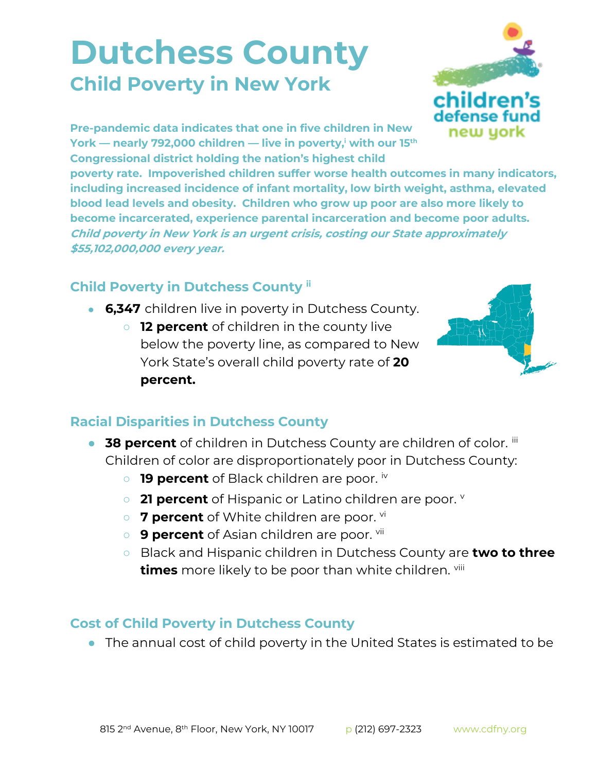# Dutchess County

## Child Poverty in New York

**Pre-pandemic data indicates that one in five children in New York — nearly 792,000 children — live in poverty,[i] with our 15th Congressional district holding the nation's highest child poverty rate. Impoverished children suffer worse health outcomes in many indicators, including increased incidence of infant mortality, low birth weight, asthma, elevated blood lead levels and obesity. Children who grow up poor are also more likely to become incarcerated, experience parental incarceration and become poor adults.** ***Child poverty in New York is an urgent crisis, costing our State approximately $55,102,000,000 every year.***

### Child Poverty in Dutchess County [ii]

- **6,347** children live in poverty in Dutchess County.
  - **12 percent** of children in the county live below the poverty line, as compared to New York State's overall child poverty rate of **20 percent.**

### Racial Disparities in Dutchess County

- **38 percent** of children in Dutchess County are children of color. [iii] Children of color are disproportionately poor in Dutchess County:
  - **19 percent** of Black children are poor. [iv]
  - **21 percent** of Hispanic or Latino children are poor. [v]
  - **7 percent** of White children are poor. [vi]
  - **9 percent** of Asian children are poor. [vii]
  - Black and Hispanic children in Dutchess County are **two to three times** more likely to be poor than white children. [viii]

### Cost of Child Poverty in Dutchess County

- The annual cost of child poverty in the United States is estimated to be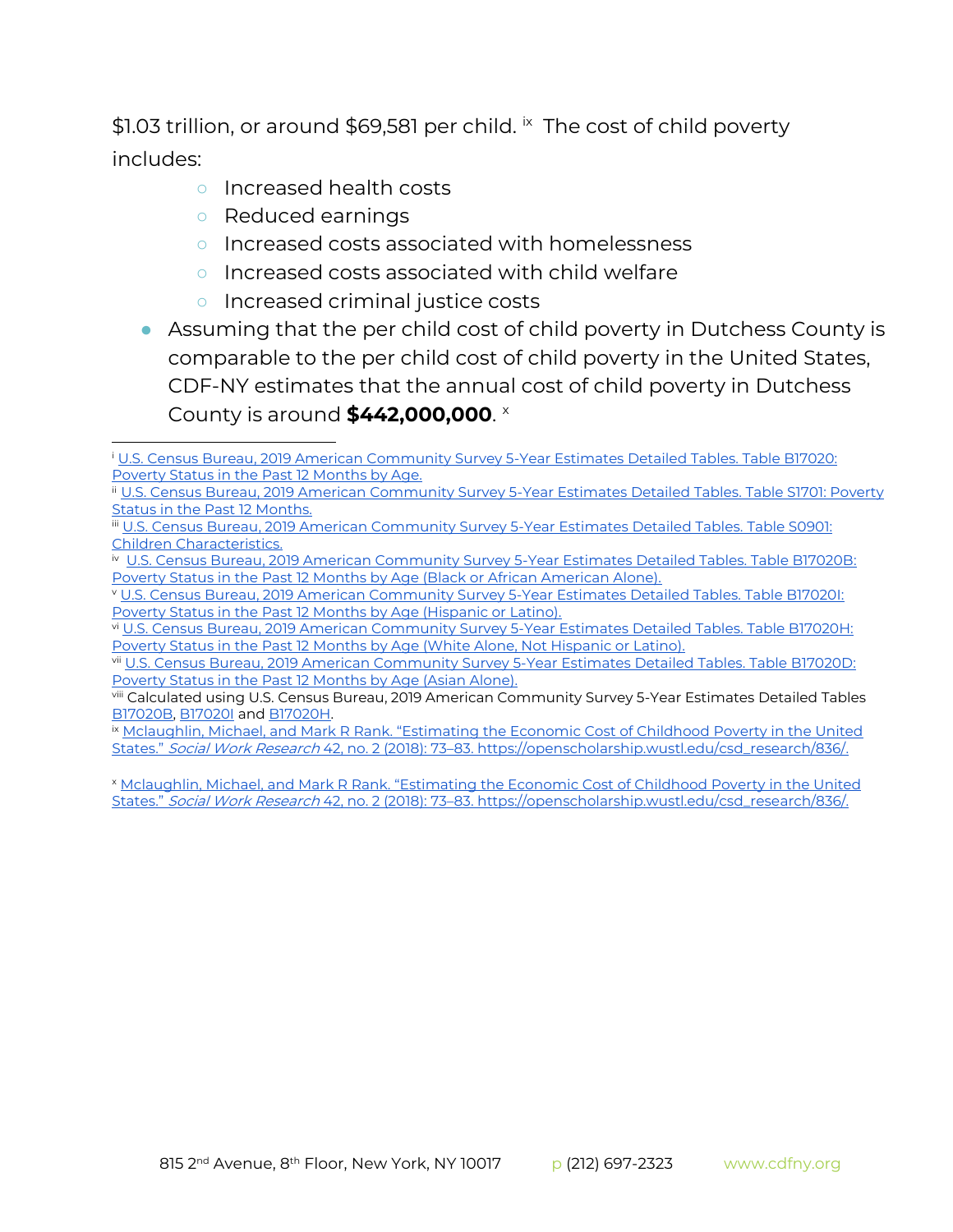$1.03 trillion, or around $69,581 per child. [ix] The cost of child poverty includes:

- Increased health costs
- Reduced earnings
- Increased costs associated with homelessness
- Increased costs associated with child welfare
- Increased criminal justice costs

- Assuming that the per child cost of child poverty in Dutchess County is comparable to the per child cost of child poverty in the United States, CDF-NY estimates that the annual cost of child poverty in Dutchess County is around **$442,000,000**. [x]

---

[i] U.S. Census Bureau, 2019 American Community Survey 5-Year Estimates Detailed Tables. Table B17020: Poverty Status in the Past 12 Months by Age.

[ii] U.S. Census Bureau, 2019 American Community Survey 5-Year Estimates Detailed Tables. Table S1701: Poverty Status in the Past 12 Months.

[iii] U.S. Census Bureau, 2019 American Community Survey 5-Year Estimates Detailed Tables. Table S0901: Children Characteristics.

[iv] U.S. Census Bureau, 2019 American Community Survey 5-Year Estimates Detailed Tables. Table B17020B: Poverty Status in the Past 12 Months by Age (Black or African American Alone).

[v] U.S. Census Bureau, 2019 American Community Survey 5-Year Estimates Detailed Tables. Table B17020I: Poverty Status in the Past 12 Months by Age (Hispanic or Latino).

[vi] U.S. Census Bureau, 2019 American Community Survey 5-Year Estimates Detailed Tables. Table B17020H: Poverty Status in the Past 12 Months by Age (White Alone, Not Hispanic or Latino).

[vii] U.S. Census Bureau, 2019 American Community Survey 5-Year Estimates Detailed Tables. Table B17020D: Poverty Status in the Past 12 Months by Age (Asian Alone).

[viii] Calculated using U.S. Census Bureau, 2019 American Community Survey 5-Year Estimates Detailed Tables B17020B, B17020I and B17020H.

[ix] Mclaughlin, Michael, and Mark R Rank. "Estimating the Economic Cost of Childhood Poverty in the United States." *Social Work Research* 42, no. 2 (2018): 73–83. https://openscholarship.wustl.edu/csd_research/836/.

[x] Mclaughlin, Michael, and Mark R Rank. "Estimating the Economic Cost of Childhood Poverty in the United States." *Social Work Research* 42, no. 2 (2018): 73–83. https://openscholarship.wustl.edu/csd_research/836/.